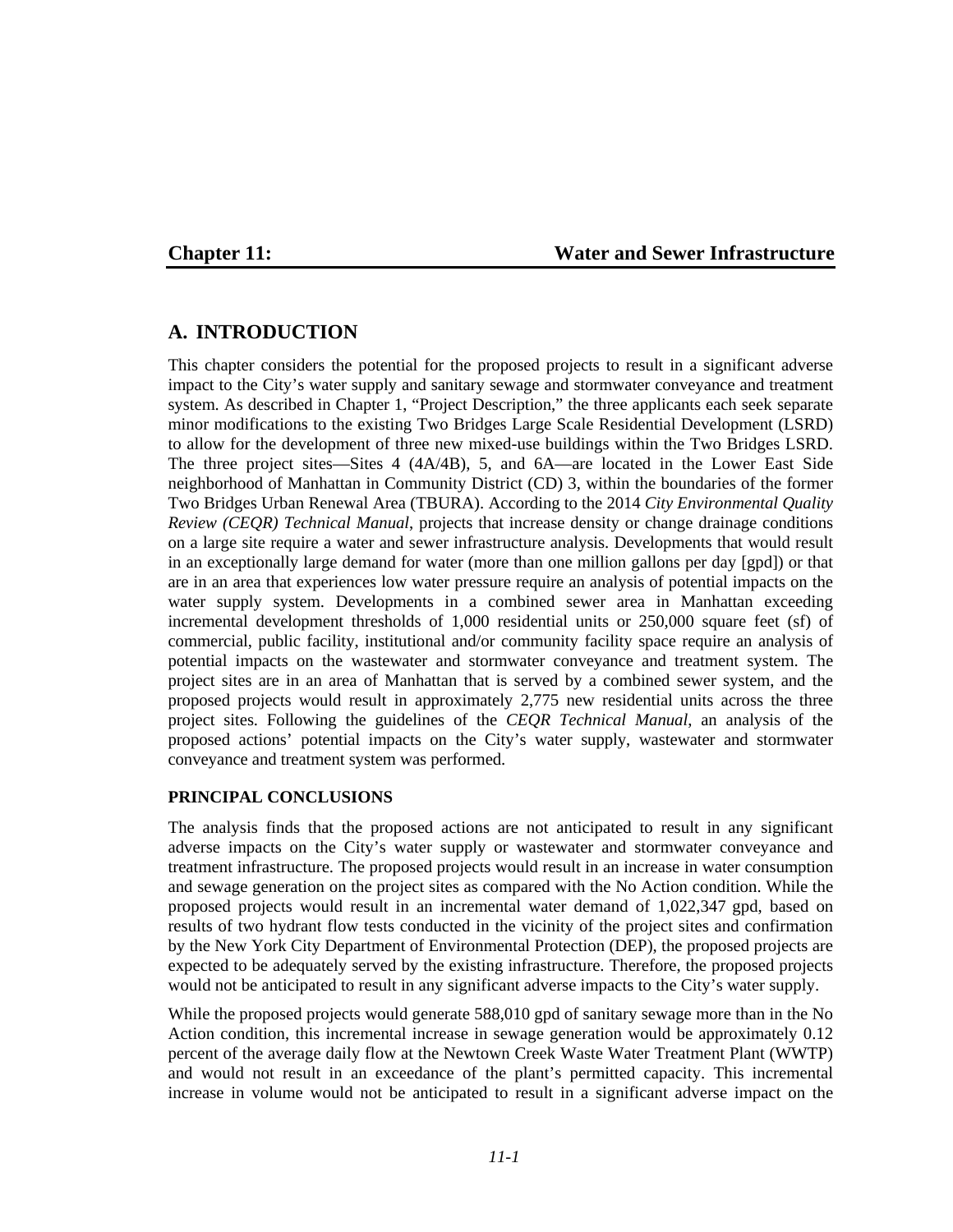# Chapter 11: Water and Sewer Infrastructure

## A. INTRODUCTION

This chapter considers the potential for the proposed projects to result in a significant adverse impact to the City's water supply and sanitary sewage and stormwater conveyance and treatment system. As described in Chapter 1, "Project Description," the three applicants each seek separate minor modifications to the existing Two Bridges Large Scale Residential Development (LSRD) to allow for the development of three new mixed-use buildings within the Two Bridges LSRD. The three project sites—Sites 4 (4A/4B), 5, and 6A—are located in the Lower East Side neighborhood of Manhattan in Community District (CD) 3, within the boundaries of the former Two Bridges Urban Renewal Area (TBURA). According to the 2014 *City Environmental Quality Review (CEQR) Technical Manual*, projects that increase density or change drainage conditions on a large site require a water and sewer infrastructure analysis. Developments that would result in an exceptionally large demand for water (more than one million gallons per day [gpd]) or that are in an area that experiences low water pressure require an analysis of potential impacts on the water supply system. Developments in a combined sewer area in Manhattan exceeding incremental development thresholds of 1,000 residential units or 250,000 square feet (sf) of commercial, public facility, institutional and/or community facility space require an analysis of potential impacts on the wastewater and stormwater conveyance and treatment system. The project sites are in an area of Manhattan that is served by a combined sewer system, and the proposed projects would result in approximately 2,775 new residential units across the three project sites. Following the guidelines of the *CEQR Technical Manual*, an analysis of the proposed actions' potential impacts on the City's water supply, wastewater and stormwater conveyance and treatment system was performed.

### PRINCIPAL CONCLUSIONS

The analysis finds that the proposed actions are not anticipated to result in any significant adverse impacts on the City's water supply or wastewater and stormwater conveyance and treatment infrastructure. The proposed projects would result in an increase in water consumption and sewage generation on the project sites as compared with the No Action condition. While the proposed projects would result in an incremental water demand of 1,022,347 gpd, based on results of two hydrant flow tests conducted in the vicinity of the project sites and confirmation by the New York City Department of Environmental Protection (DEP), the proposed projects are expected to be adequately served by the existing infrastructure. Therefore, the proposed projects would not be anticipated to result in any significant adverse impacts to the City's water supply.

While the proposed projects would generate 588,010 gpd of sanitary sewage more than in the No Action condition, this incremental increase in sewage generation would be approximately 0.12 percent of the average daily flow at the Newtown Creek Waste Water Treatment Plant (WWTP) and would not result in an exceedance of the plant's permitted capacity. This incremental increase in volume would not be anticipated to result in a significant adverse impact on the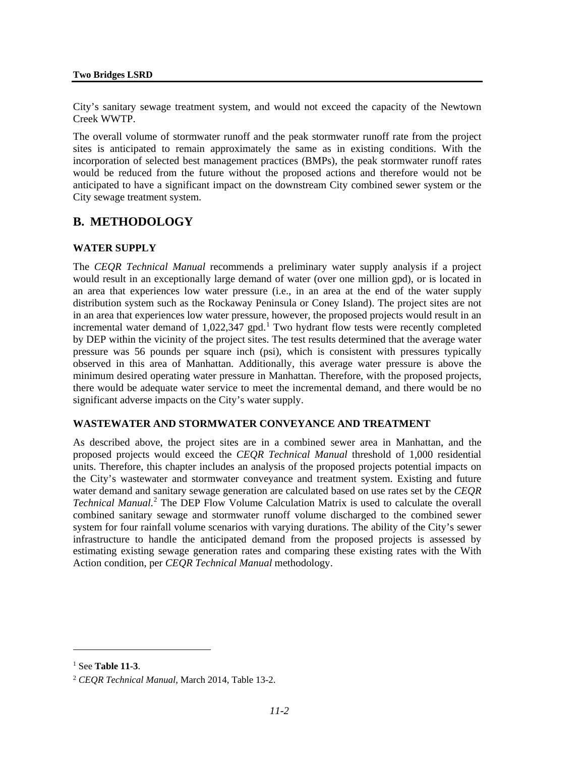City's sanitary sewage treatment system, and would not exceed the capacity of the Newtown Creek WWTP.

The overall volume of stormwater runoff and the peak stormwater runoff rate from the project sites is anticipated to remain approximately the same as in existing conditions. With the incorporation of selected best management practices (BMPs), the peak stormwater runoff rates would be reduced from the future without the proposed actions and therefore would not be anticipated to have a significant impact on the downstream City combined sewer system or the City sewage treatment system.

## B. METHODOLOGY

### WATER SUPPLY

The *CEQR Technical Manual* recommends a preliminary water supply analysis if a project would result in an exceptionally large demand of water (over one million gpd), or is located in an area that experiences low water pressure (i.e., in an area at the end of the water supply distribution system such as the Rockaway Peninsula or Coney Island). The project sites are not in an area that experiences low water pressure, however, the proposed projects would result in an incremental water demand of 1,022,347 gpd.[1] Two hydrant flow tests were recently completed by DEP within the vicinity of the project sites. The test results determined that the average water pressure was 56 pounds per square inch (psi), which is consistent with pressures typically observed in this area of Manhattan. Additionally, this average water pressure is above the minimum desired operating water pressure in Manhattan. Therefore, with the proposed projects, there would be adequate water service to meet the incremental demand, and there would be no significant adverse impacts on the City's water supply.

### WASTEWATER AND STORMWATER CONVEYANCE AND TREATMENT

As described above, the project sites are in a combined sewer area in Manhattan, and the proposed projects would exceed the *CEQR Technical Manual* threshold of 1,000 residential units. Therefore, this chapter includes an analysis of the proposed projects potential impacts on the City's wastewater and stormwater conveyance and treatment system. Existing and future water demand and sanitary sewage generation are calculated based on use rates set by the *CEQR Technical Manual*.[2] The DEP Flow Volume Calculation Matrix is used to calculate the overall combined sanitary sewage and stormwater runoff volume discharged to the combined sewer system for four rainfall volume scenarios with varying durations. The ability of the City's sewer infrastructure to handle the anticipated demand from the proposed projects is assessed by estimating existing sewage generation rates and comparing these existing rates with the With Action condition, per *CEQR Technical Manual* methodology.

---

[1] See **Table 11-3**.

[2] *CEQR Technical Manual*, March 2014, Table 13-2.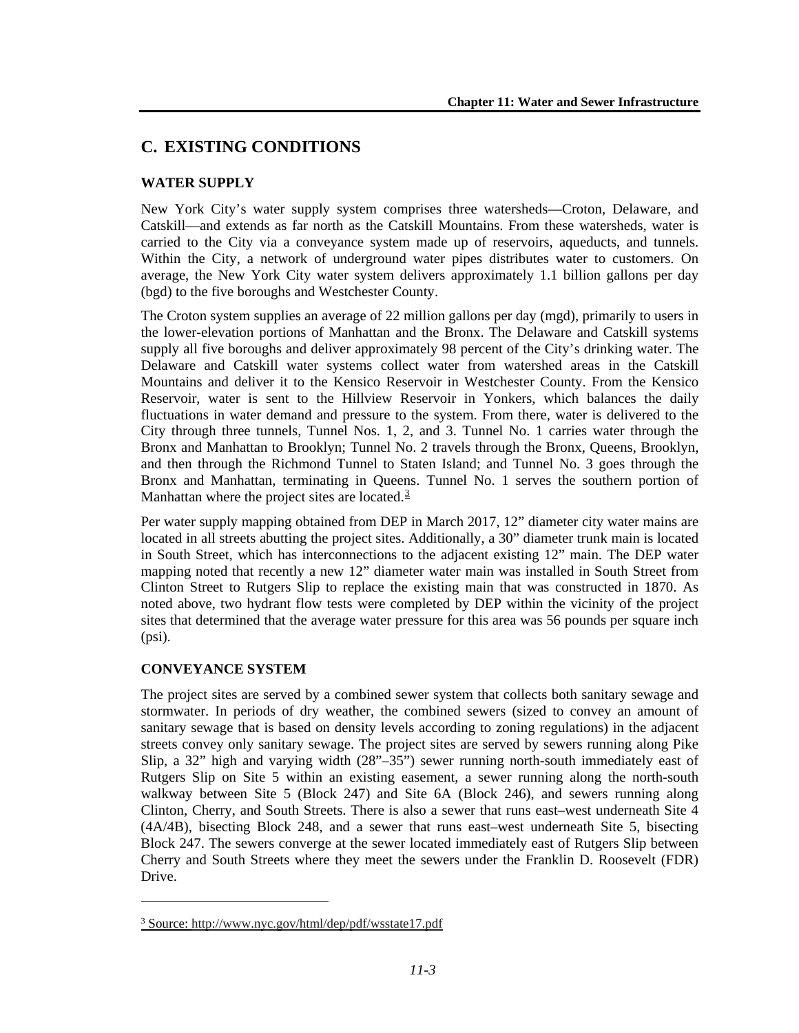## C. EXISTING CONDITIONS

### WATER SUPPLY

New York City's water supply system comprises three watersheds—Croton, Delaware, and Catskill—and extends as far north as the Catskill Mountains. From these watersheds, water is carried to the City via a conveyance system made up of reservoirs, aqueducts, and tunnels. Within the City, a network of underground water pipes distributes water to customers. On average, the New York City water system delivers approximately 1.1 billion gallons per day (bgd) to the five boroughs and Westchester County.

The Croton system supplies an average of 22 million gallons per day (mgd), primarily to users in the lower-elevation portions of Manhattan and the Bronx. The Delaware and Catskill systems supply all five boroughs and deliver approximately 98 percent of the City's drinking water. The Delaware and Catskill water systems collect water from watershed areas in the Catskill Mountains and deliver it to the Kensico Reservoir in Westchester County. From the Kensico Reservoir, water is sent to the Hillview Reservoir in Yonkers, which balances the daily fluctuations in water demand and pressure to the system. From there, water is delivered to the City through three tunnels, Tunnel Nos. 1, 2, and 3. Tunnel No. 1 carries water through the Bronx and Manhattan to Brooklyn; Tunnel No. 2 travels through the Bronx, Queens, Brooklyn, and then through the Richmond Tunnel to Staten Island; and Tunnel No. 3 goes through the Bronx and Manhattan, terminating in Queens. Tunnel No. 1 serves the southern portion of Manhattan where the project sites are located.[3]

Per water supply mapping obtained from DEP in March 2017, 12" diameter city water mains are located in all streets abutting the project sites. Additionally, a 30" diameter trunk main is located in South Street, which has interconnections to the adjacent existing 12" main. The DEP water mapping noted that recently a new 12" diameter water main was installed in South Street from Clinton Street to Rutgers Slip to replace the existing main that was constructed in 1870. As noted above, two hydrant flow tests were completed by DEP within the vicinity of the project sites that determined that the average water pressure for this area was 56 pounds per square inch (psi).

### CONVEYANCE SYSTEM

The project sites are served by a combined sewer system that collects both sanitary sewage and stormwater. In periods of dry weather, the combined sewers (sized to convey an amount of sanitary sewage that is based on density levels according to zoning regulations) in the adjacent streets convey only sanitary sewage. The project sites are served by sewers running along Pike Slip, a 32" high and varying width (28"–35") sewer running north-south immediately east of Rutgers Slip on Site 5 within an existing easement, a sewer running along the north-south walkway between Site 5 (Block 247) and Site 6A (Block 246), and sewers running along Clinton, Cherry, and South Streets. There is also a sewer that runs east–west underneath Site 4 (4A/4B), bisecting Block 248, and a sewer that runs east–west underneath Site 5, bisecting Block 247. The sewers converge at the sewer located immediately east of Rutgers Slip between Cherry and South Streets where they meet the sewers under the Franklin D. Roosevelt (FDR) Drive.

---

[3] Source: http://www.nyc.gov/html/dep/pdf/wsstate17.pdf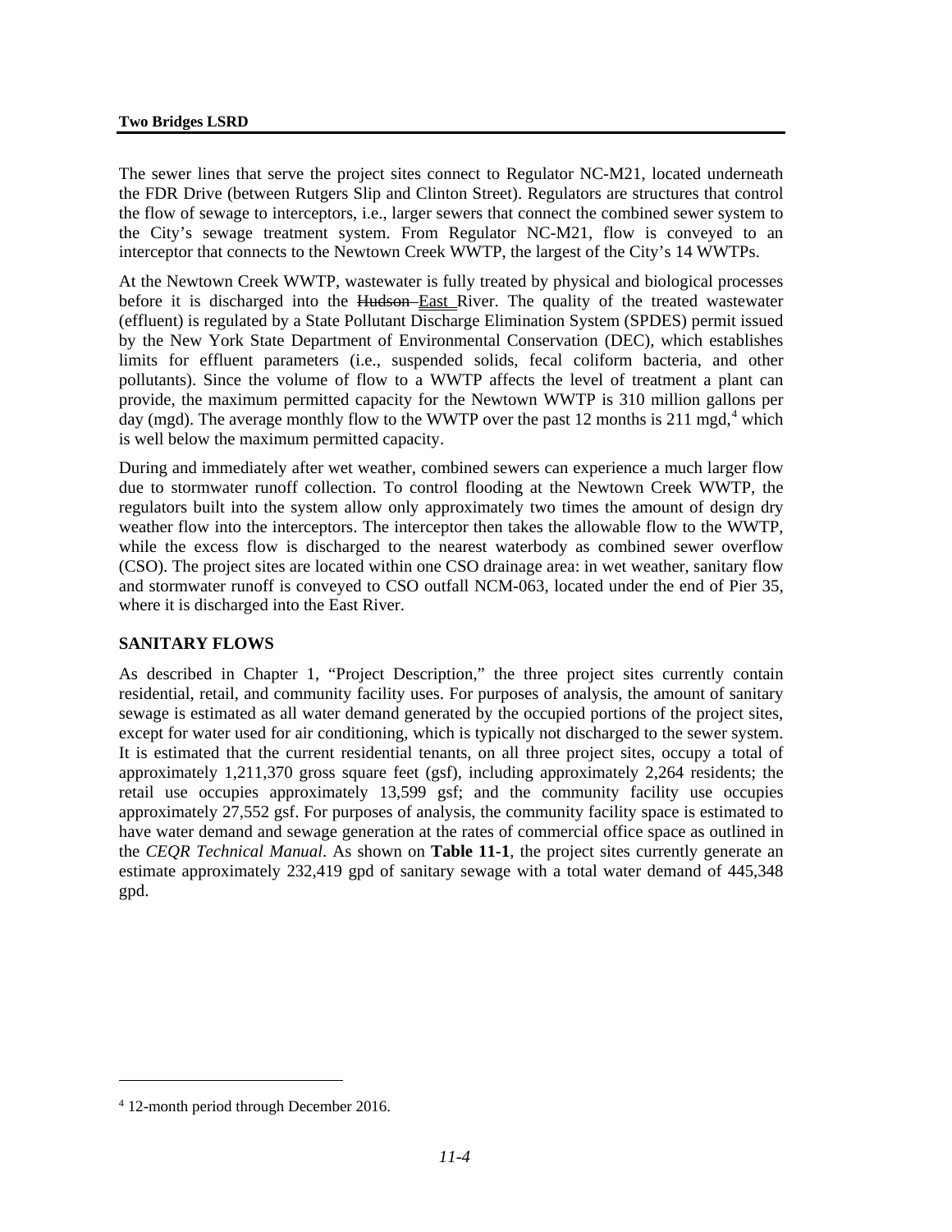The sewer lines that serve the project sites connect to Regulator NC-M21, located underneath the FDR Drive (between Rutgers Slip and Clinton Street). Regulators are structures that control the flow of sewage to interceptors, i.e., larger sewers that connect the combined sewer system to the City's sewage treatment system. From Regulator NC-M21, flow is conveyed to an interceptor that connects to the Newtown Creek WWTP, the largest of the City's 14 WWTPs.

At the Newtown Creek WWTP, wastewater is fully treated by physical and biological processes before it is discharged into the ~~Hudson~~ East River. The quality of the treated wastewater (effluent) is regulated by a State Pollutant Discharge Elimination System (SPDES) permit issued by the New York State Department of Environmental Conservation (DEC), which establishes limits for effluent parameters (i.e., suspended solids, fecal coliform bacteria, and other pollutants). Since the volume of flow to a WWTP affects the level of treatment a plant can provide, the maximum permitted capacity for the Newtown WWTP is 310 million gallons per day (mgd). The average monthly flow to the WWTP over the past 12 months is 211 mgd,[4] which is well below the maximum permitted capacity.

During and immediately after wet weather, combined sewers can experience a much larger flow due to stormwater runoff collection. To control flooding at the Newtown Creek WWTP, the regulators built into the system allow only approximately two times the amount of design dry weather flow into the interceptors. The interceptor then takes the allowable flow to the WWTP, while the excess flow is discharged to the nearest waterbody as combined sewer overflow (CSO). The project sites are located within one CSO drainage area: in wet weather, sanitary flow and stormwater runoff is conveyed to CSO outfall NCM-063, located under the end of Pier 35, where it is discharged into the East River.

### SANITARY FLOWS

As described in Chapter 1, "Project Description," the three project sites currently contain residential, retail, and community facility uses. For purposes of analysis, the amount of sanitary sewage is estimated as all water demand generated by the occupied portions of the project sites, except for water used for air conditioning, which is typically not discharged to the sewer system. It is estimated that the current residential tenants, on all three project sites, occupy a total of approximately 1,211,370 gross square feet (gsf), including approximately 2,264 residents; the retail use occupies approximately 13,599 gsf; and the community facility use occupies approximately 27,552 gsf. For purposes of analysis, the community facility space is estimated to have water demand and sewage generation at the rates of commercial office space as outlined in the *CEQR Technical Manual*. As shown on **Table 11-1**, the project sites currently generate an estimate approximately 232,419 gpd of sanitary sewage with a total water demand of 445,348 gpd.

[4] 12-month period through December 2016.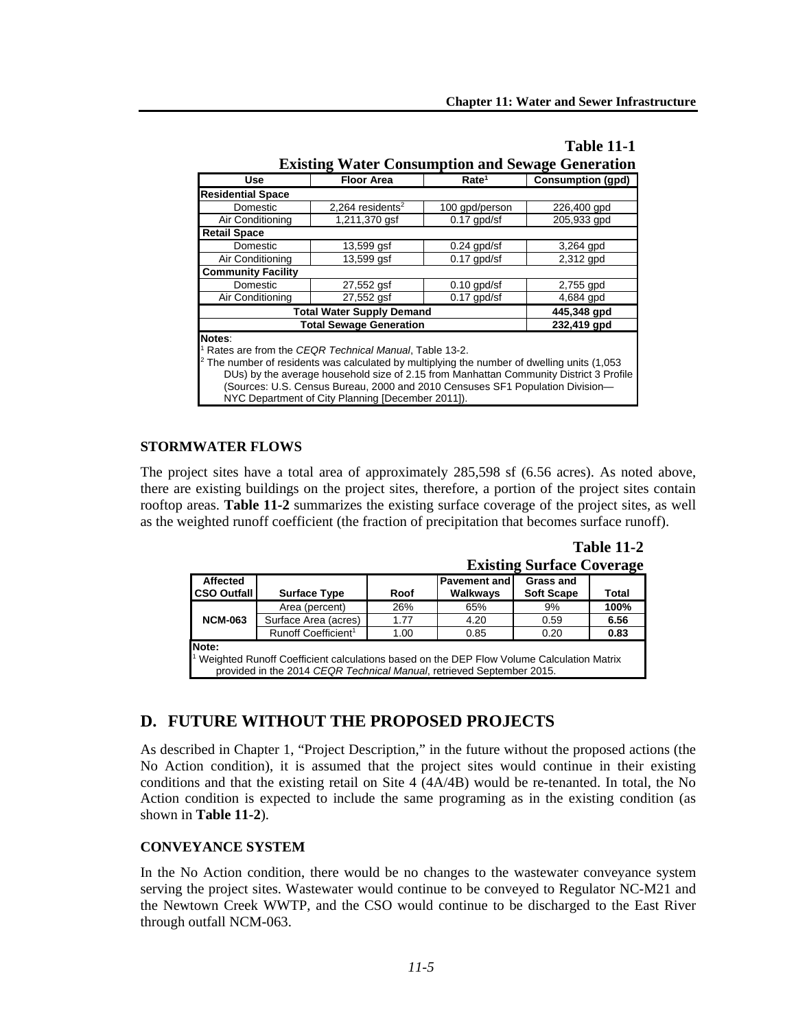**Table 11-1**
**Existing Water Consumption and Sewage Generation**

| Use | Floor Area | Rate[1] | Consumption (gpd) |
|---|---|---|---|
| **Residential Space** | | | |
| Domestic | 2,264 residents[2] | 100 gpd/person | 226,400 gpd |
| Air Conditioning | 1,211,370 gsf | 0.17 gpd/sf | 205,933 gpd |
| **Retail Space** | | | |
| Domestic | 13,599 gsf | 0.24 gpd/sf | 3,264 gpd |
| Air Conditioning | 13,599 gsf | 0.17 gpd/sf | 2,312 gpd |
| **Community Facility** | | | |
| Domestic | 27,552 gsf | 0.10 gpd/sf | 2,755 gpd |
| Air Conditioning | 27,552 gsf | 0.17 gpd/sf | 4,684 gpd |
| **Total Water Supply Demand** | | | **445,348 gpd** |
| **Total Sewage Generation** | | | **232,419 gpd** |

**Notes**:
[1] Rates are from the *CEQR Technical Manual*, Table 13-2.
[2] The number of residents was calculated by multiplying the number of dwelling units (1,053 DUs) by the average household size of 2.15 from Manhattan Community District 3 Profile (Sources: U.S. Census Bureau, 2000 and 2010 Censuses SF1 Population Division—NYC Department of City Planning [December 2011]).

### STORMWATER FLOWS

The project sites have a total area of approximately 285,598 sf (6.56 acres). As noted above, there are existing buildings on the project sites, therefore, a portion of the project sites contain rooftop areas. **Table 11-2** summarizes the existing surface coverage of the project sites, as well as the weighted runoff coefficient (the fraction of precipitation that becomes surface runoff).

**Table 11-2**
**Existing Surface Coverage**

| Affected CSO Outfall | Surface Type | Roof | Pavement and Walkways | Grass and Soft Scape | Total |
|---|---|---|---|---|---|
| NCM-063 | Area (percent) | 26% | 65% | 9% | **100%** |
| | Surface Area (acres) | 1.77 | 4.20 | 0.59 | **6.56** |
| | Runoff Coefficient[1] | 1.00 | 0.85 | 0.20 | **0.83** |

**Note:**
[1] Weighted Runoff Coefficient calculations based on the DEP Flow Volume Calculation Matrix provided in the 2014 *CEQR Technical Manual*, retrieved September 2015.

## D. FUTURE WITHOUT THE PROPOSED PROJECTS

As described in Chapter 1, "Project Description," in the future without the proposed actions (the No Action condition), it is assumed that the project sites would continue in their existing conditions and that the existing retail on Site 4 (4A/4B) would be re-tenanted. In total, the No Action condition is expected to include the same programing as in the existing condition (as shown in **Table 11-2**).

### CONVEYANCE SYSTEM

In the No Action condition, there would be no changes to the wastewater conveyance system serving the project sites. Wastewater would continue to be conveyed to Regulator NC-M21 and the Newtown Creek WWTP, and the CSO would continue to be discharged to the East River through outfall NCM-063.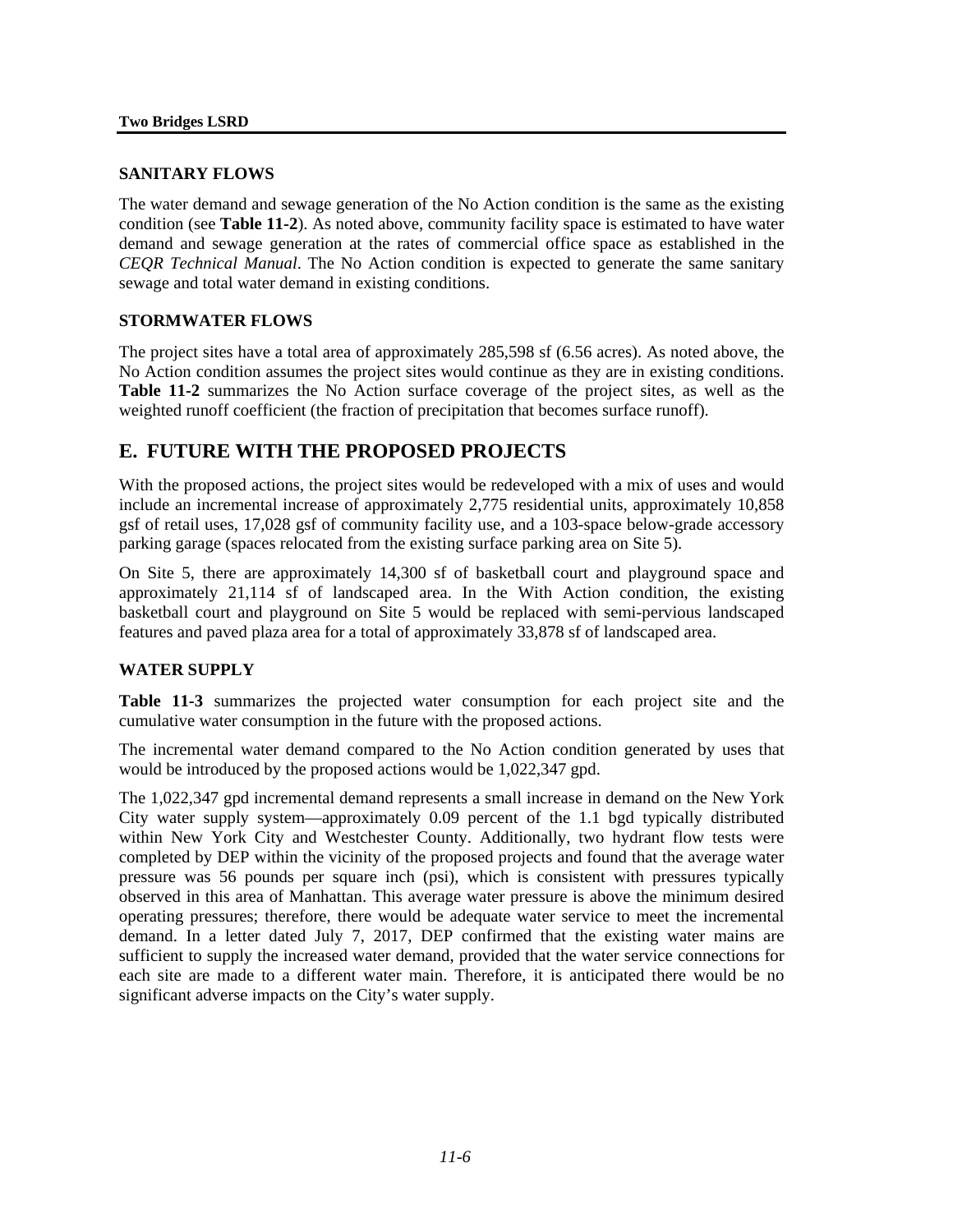### SANITARY FLOWS

The water demand and sewage generation of the No Action condition is the same as the existing condition (see **Table 11-2**). As noted above, community facility space is estimated to have water demand and sewage generation at the rates of commercial office space as established in the *CEQR Technical Manual*. The No Action condition is expected to generate the same sanitary sewage and total water demand in existing conditions.

### STORMWATER FLOWS

The project sites have a total area of approximately 285,598 sf (6.56 acres). As noted above, the No Action condition assumes the project sites would continue as they are in existing conditions. **Table 11-2** summarizes the No Action surface coverage of the project sites, as well as the weighted runoff coefficient (the fraction of precipitation that becomes surface runoff).

## E. FUTURE WITH THE PROPOSED PROJECTS

With the proposed actions, the project sites would be redeveloped with a mix of uses and would include an incremental increase of approximately 2,775 residential units, approximately 10,858 gsf of retail uses, 17,028 gsf of community facility use, and a 103-space below-grade accessory parking garage (spaces relocated from the existing surface parking area on Site 5).

On Site 5, there are approximately 14,300 sf of basketball court and playground space and approximately 21,114 sf of landscaped area. In the With Action condition, the existing basketball court and playground on Site 5 would be replaced with semi-pervious landscaped features and paved plaza area for a total of approximately 33,878 sf of landscaped area.

### WATER SUPPLY

**Table 11-3** summarizes the projected water consumption for each project site and the cumulative water consumption in the future with the proposed actions.

The incremental water demand compared to the No Action condition generated by uses that would be introduced by the proposed actions would be 1,022,347 gpd.

The 1,022,347 gpd incremental demand represents a small increase in demand on the New York City water supply system—approximately 0.09 percent of the 1.1 bgd typically distributed within New York City and Westchester County. Additionally, two hydrant flow tests were completed by DEP within the vicinity of the proposed projects and found that the average water pressure was 56 pounds per square inch (psi), which is consistent with pressures typically observed in this area of Manhattan. This average water pressure is above the minimum desired operating pressures; therefore, there would be adequate water service to meet the incremental demand. In a letter dated July 7, 2017, DEP confirmed that the existing water mains are sufficient to supply the increased water demand, provided that the water service connections for each site are made to a different water main. Therefore, it is anticipated there would be no significant adverse impacts on the City's water supply.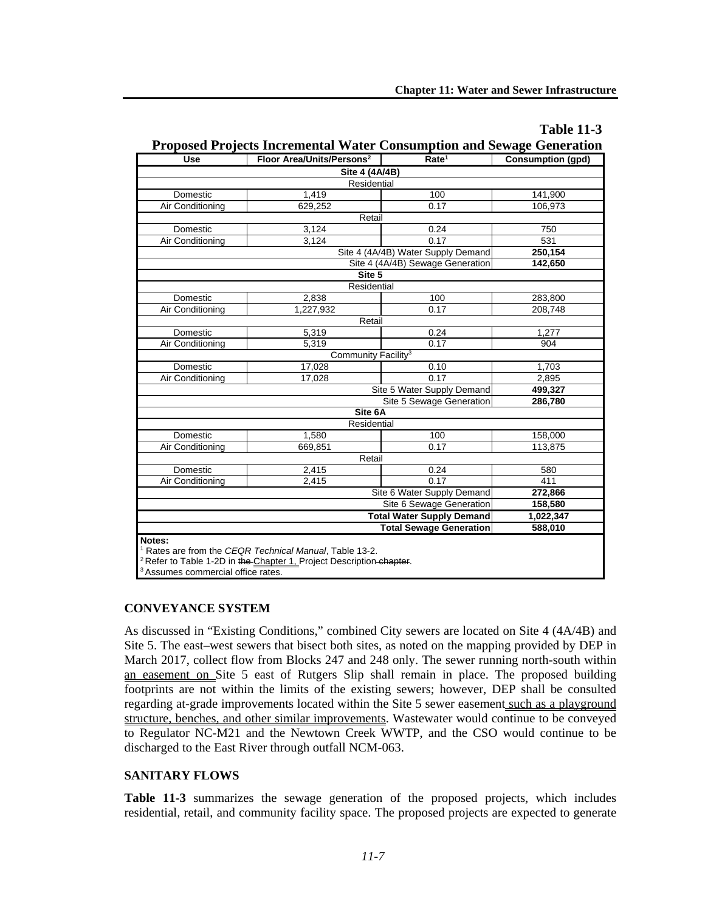**Table 11-3**

**Proposed Projects Incremental Water Consumption and Sewage Generation**

| Use | Floor Area/Units/Persons[2] | Rate[1] | Consumption (gpd) |
|---|---|---|---|
| **Site 4 (4A/4B)** | | | |
| Residential | | | |
| Domestic | 1,419 | 100 | 141,900 |
| Air Conditioning | 629,252 | 0.17 | 106,973 |
| Retail | | | |
| Domestic | 3,124 | 0.24 | 750 |
| Air Conditioning | 3,124 | 0.17 | 531 |
| | | Site 4 (4A/4B) Water Supply Demand | **250,154** |
| | | Site 4 (4A/4B) Sewage Generation | **142,650** |
| **Site 5** | | | |
| Residential | | | |
| Domestic | 2,838 | 100 | 283,800 |
| Air Conditioning | 1,227,932 | 0.17 | 208,748 |
| Retail | | | |
| Domestic | 5,319 | 0.24 | 1,277 |
| Air Conditioning | 5,319 | 0.17 | 904 |
| Community Facility[3] | | | |
| Domestic | 17,028 | 0.10 | 1,703 |
| Air Conditioning | 17,028 | 0.17 | 2,895 |
| | | Site 5 Water Supply Demand | **499,327** |
| | | Site 5 Sewage Generation | **286,780** |
| **Site 6A** | | | |
| Residential | | | |
| Domestic | 1,580 | 100 | 158,000 |
| Air Conditioning | 669,851 | 0.17 | 113,875 |
| Retail | | | |
| Domestic | 2,415 | 0.24 | 580 |
| Air Conditioning | 2,415 | 0.17 | 411 |
| | | Site 6 Water Supply Demand | **272,866** |
| | | Site 6 Sewage Generation | **158,580** |
| | | **Total Water Supply Demand** | **1,022,347** |
| | | **Total Sewage Generation** | **588,010** |

**Notes:**
[1] Rates are from the *CEQR Technical Manual*, Table 13-2.
[2] Refer to Table 1-2D in ~~the~~ Chapter 1, Project Description ~~chapter~~.
[3] Assumes commercial office rates.

### CONVEYANCE SYSTEM

As discussed in "Existing Conditions," combined City sewers are located on Site 4 (4A/4B) and Site 5. The east–west sewers that bisect both sites, as noted on the mapping provided by DEP in March 2017, collect flow from Blocks 247 and 248 only. The sewer running north-south within an easement on Site 5 east of Rutgers Slip shall remain in place. The proposed building footprints are not within the limits of the existing sewers; however, DEP shall be consulted regarding at-grade improvements located within the Site 5 sewer easement such as a playground structure, benches, and other similar improvements. Wastewater would continue to be conveyed to Regulator NC-M21 and the Newtown Creek WWTP, and the CSO would continue to be discharged to the East River through outfall NCM-063.

### SANITARY FLOWS

**Table 11-3** summarizes the sewage generation of the proposed projects, which includes residential, retail, and community facility space. The proposed projects are expected to generate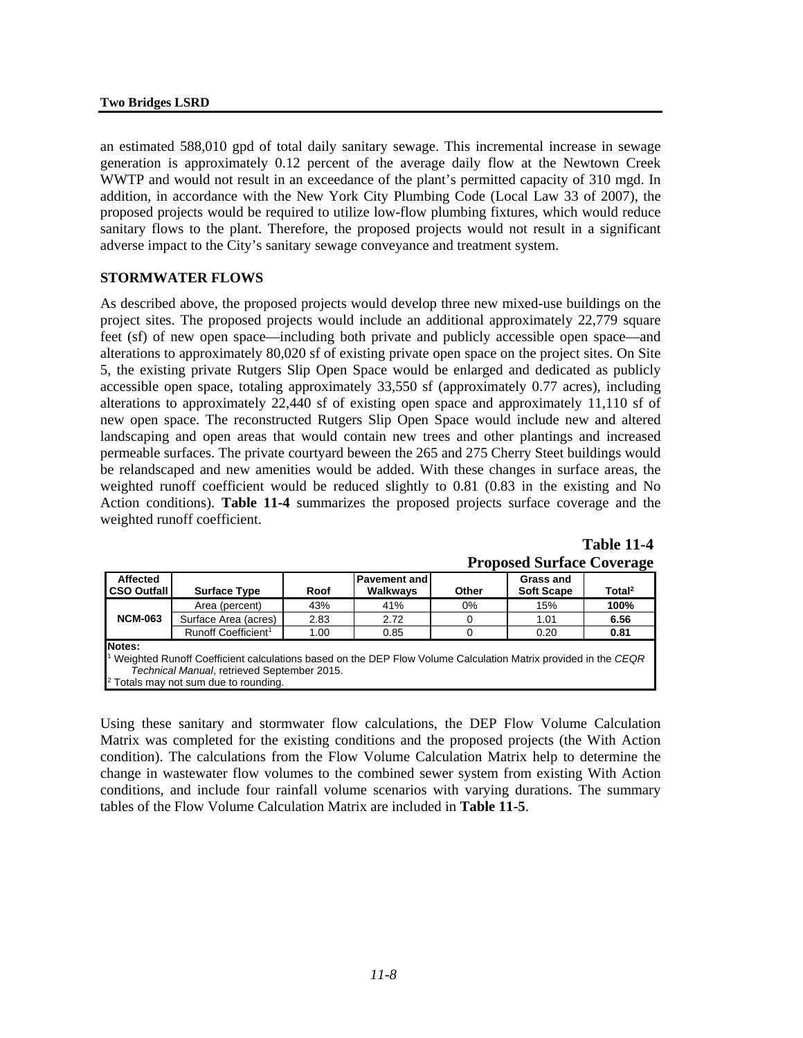an estimated 588,010 gpd of total daily sanitary sewage. This incremental increase in sewage generation is approximately 0.12 percent of the average daily flow at the Newtown Creek WWTP and would not result in an exceedance of the plant's permitted capacity of 310 mgd. In addition, in accordance with the New York City Plumbing Code (Local Law 33 of 2007), the proposed projects would be required to utilize low-flow plumbing fixtures, which would reduce sanitary flows to the plant. Therefore, the proposed projects would not result in a significant adverse impact to the City's sanitary sewage conveyance and treatment system.

### STORMWATER FLOWS

As described above, the proposed projects would develop three new mixed-use buildings on the project sites. The proposed projects would include an additional approximately 22,779 square feet (sf) of new open space—including both private and publicly accessible open space—and alterations to approximately 80,020 sf of existing private open space on the project sites. On Site 5, the existing private Rutgers Slip Open Space would be enlarged and dedicated as publicly accessible open space, totaling approximately 33,550 sf (approximately 0.77 acres), including alterations to approximately 22,440 sf of existing open space and approximately 11,110 sf of new open space. The reconstructed Rutgers Slip Open Space would include new and altered landscaping and open areas that would contain new trees and other plantings and increased permeable surfaces. The private courtyard beween the 265 and 275 Cherry Steet buildings would be relandscaped and new amenities would be added. With these changes in surface areas, the weighted runoff coefficient would be reduced slightly to 0.81 (0.83 in the existing and No Action conditions). **Table 11-4** summarizes the proposed projects surface coverage and the weighted runoff coefficient.

**Table 11-4**
**Proposed Surface Coverage**

| Affected CSO Outfall | Surface Type | Roof | Pavement and Walkways | Other | Grass and Soft Scape | Total[2] |
|---|---|---|---|---|---|---|
| NCM-063 | Area (percent) | 43% | 41% | 0% | 15% | **100%** |
| | Surface Area (acres) | 2.83 | 2.72 | 0 | 1.01 | **6.56** |
| | Runoff Coefficient[1] | 1.00 | 0.85 | 0 | 0.20 | **0.81** |

**Notes:**
[1] Weighted Runoff Coefficient calculations based on the DEP Flow Volume Calculation Matrix provided in the *CEQR Technical Manual*, retrieved September 2015.
[2] Totals may not sum due to rounding.

Using these sanitary and stormwater flow calculations, the DEP Flow Volume Calculation Matrix was completed for the existing conditions and the proposed projects (the With Action condition). The calculations from the Flow Volume Calculation Matrix help to determine the change in wastewater flow volumes to the combined sewer system from existing With Action conditions, and include four rainfall volume scenarios with varying durations. The summary tables of the Flow Volume Calculation Matrix are included in **Table 11-5**.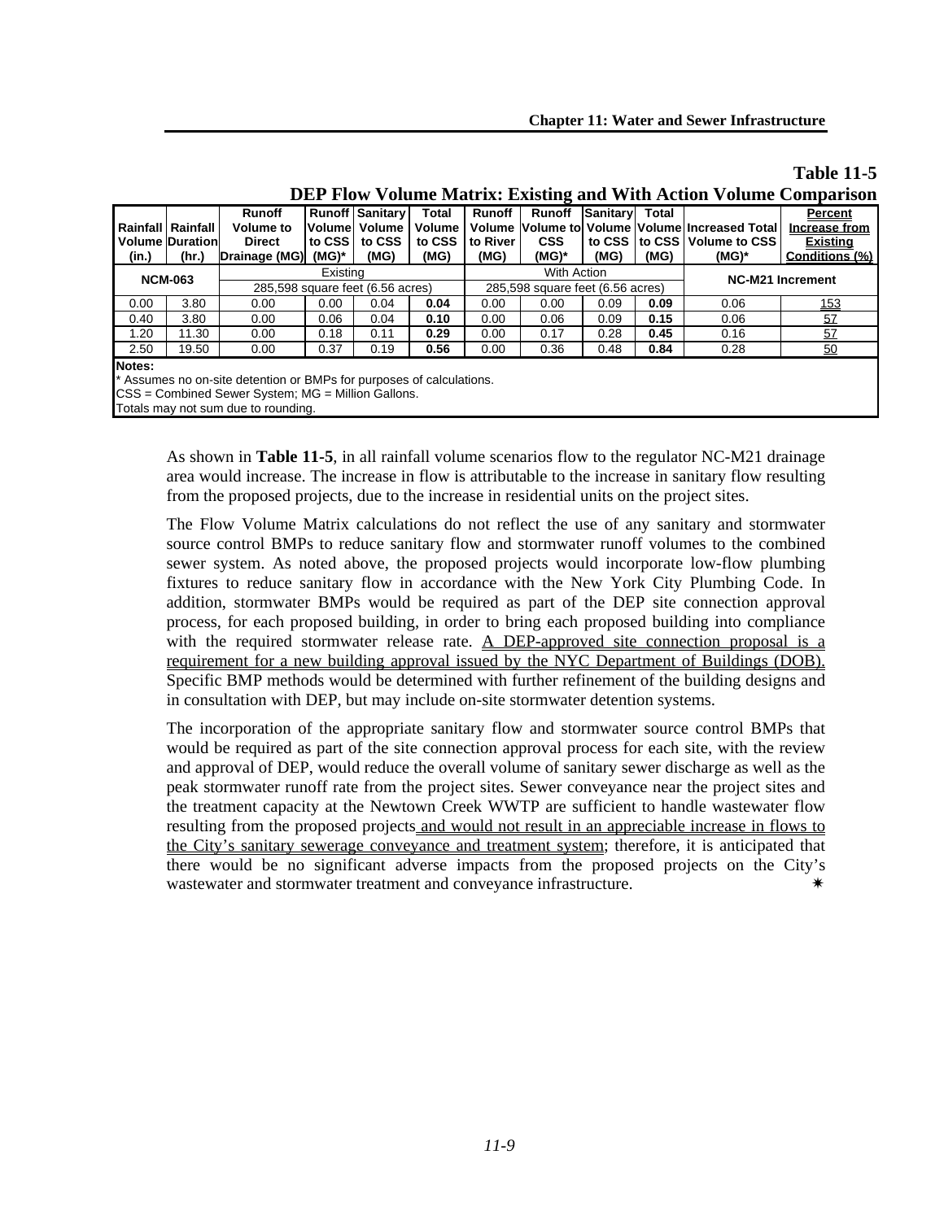**Table 11-5**
**DEP Flow Volume Matrix: Existing and With Action Volume Comparison**

| Rainfall Volume (in.) | Rainfall Duration (hr.) | Runoff Volume to Direct Drainage (MG) | Runoff Volume to CSS (MG)* | Sanitary Volume to CSS (MG) | Total Volume to CSS (MG) | Runoff Volume to River (MG) | Runoff Volume to CSS (MG)* | Sanitary Volume to CSS (MG) | Total Volume to CSS (MG) | Increased Total Volume to CSS (MG)* | Percent Increase from Existing Conditions (%) |
|---|---|---|---|---|---|---|---|---|---|---|---|
| NCM-063 | | Existing | | | | With Action | | | | NC-M21 Increment | |
| | | 285,598 square feet (6.56 acres) | | | | 285,598 square feet (6.56 acres) | | | | | |
| 0.00 | 3.80 | 0.00 | 0.00 | 0.04 | **0.04** | 0.00 | 0.00 | 0.09 | **0.09** | 0.06 | 153 |
| 0.40 | 3.80 | 0.00 | 0.06 | 0.04 | **0.10** | 0.00 | 0.06 | 0.09 | **0.15** | 0.06 | 57 |
| 1.20 | 11.30 | 0.00 | 0.18 | 0.11 | **0.29** | 0.00 | 0.17 | 0.28 | **0.45** | 0.16 | 57 |
| 2.50 | 19.50 | 0.00 | 0.37 | 0.19 | **0.56** | 0.00 | 0.36 | 0.48 | **0.84** | 0.28 | 50 |

**Notes:**
* Assumes no on-site detention or BMPs for purposes of calculations.
CSS = Combined Sewer System; MG = Million Gallons.
Totals may not sum due to rounding.

As shown in **Table 11-5**, in all rainfall volume scenarios flow to the regulator NC-M21 drainage area would increase. The increase in flow is attributable to the increase in sanitary flow resulting from the proposed projects, due to the increase in residential units on the project sites.

The Flow Volume Matrix calculations do not reflect the use of any sanitary and stormwater source control BMPs to reduce sanitary flow and stormwater runoff volumes to the combined sewer system. As noted above, the proposed projects would incorporate low-flow plumbing fixtures to reduce sanitary flow in accordance with the New York City Plumbing Code. In addition, stormwater BMPs would be required as part of the DEP site connection approval process, for each proposed building, in order to bring each proposed building into compliance with the required stormwater release rate. A DEP-approved site connection proposal is a requirement for a new building approval issued by the NYC Department of Buildings (DOB). Specific BMP methods would be determined with further refinement of the building designs and in consultation with DEP, but may include on-site stormwater detention systems.

The incorporation of the appropriate sanitary flow and stormwater source control BMPs that would be required as part of the site connection approval process for each site, with the review and approval of DEP, would reduce the overall volume of sanitary sewer discharge as well as the peak stormwater runoff rate from the project sites. Sewer conveyance near the project sites and the treatment capacity at the Newtown Creek WWTP are sufficient to handle wastewater flow resulting from the proposed projects and would not result in an appreciable increase in flows to the City's sanitary sewerage conveyance and treatment system; therefore, it is anticipated that there would be no significant adverse impacts from the proposed projects on the City's wastewater and stormwater treatment and conveyance infrastructure. ✷